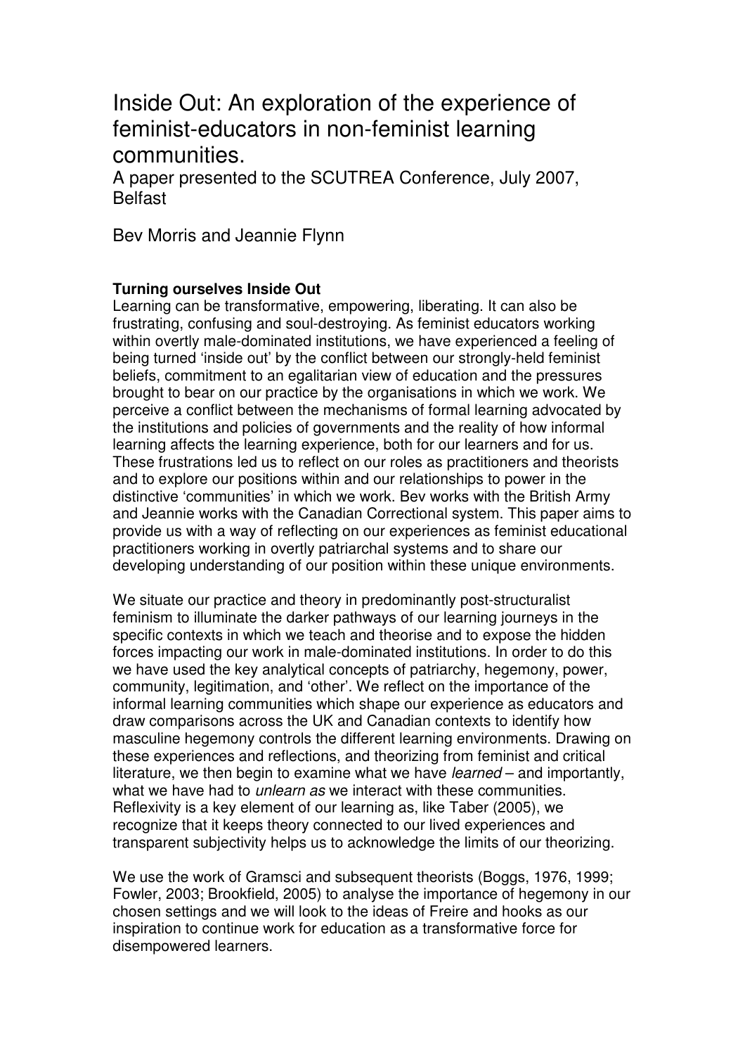# Inside Out: An exploration of the experience of feminist-educators in non-feminist learning communities.

A paper presented to the SCUTREA Conference, July 2007, Belfast

Bev Morris and Jeannie Flynn

**Turning ourselves Inside Out**

Learning can be transformative, empowering, liberating. It can also be frustrating, confusing and soul-destroying. As feminist educators working within overtly male-dominated institutions, we have experienced a feeling of being turned 'inside out' by the conflict between our strongly-held feminist beliefs, commitment to an egalitarian view of education and the pressures brought to bear on our practice by the organisations in which we work. We perceive a conflict between the mechanisms of formal learning advocated by the institutions and policies of governments and the reality of how informal learning affects the learning experience, both for our learners and for us. These frustrations led us to reflect on our roles as practitioners and theorists and to explore our positions within and our relationships to power in the distinctive 'communities' in which we work. Bev works with the British Army and Jeannie works with the Canadian Correctional system. This paper aims to provide us with a way of reflecting on our experiences as feminist educational practitioners working in overtly patriarchal systems and to share our developing understanding of our position within these unique environments.

We situate our practice and theory in predominantly post-structuralist feminism to illuminate the darker pathways of our learning journeys in the specific contexts in which we teach and theorise and to expose the hidden forces impacting our work in male-dominated institutions. In order to do this we have used the key analytical concepts of patriarchy, hegemony, power, community, legitimation, and 'other'. We reflect on the importance of the informal learning communities which shape our experience as educators and draw comparisons across the UK and Canadian contexts to identify how masculine hegemony controls the different learning environments. Drawing on these experiences and reflections, and theorizing from feminist and critical literature, we then begin to examine what we have *learned* – and importantly, what we have had to *unlearn as* we interact with these communities. Reflexivity is a key element of our learning as, like Taber (2005), we recognize that it keeps theory connected to our lived experiences and transparent subjectivity helps us to acknowledge the limits of our theorizing.

We use the work of Gramsci and subsequent theorists (Boggs, 1976, 1999; Fowler, 2003; Brookfield, 2005) to analyse the importance of hegemony in our chosen settings and we will look to the ideas of Freire and hooks as our inspiration to continue work for education as a transformative force for disempowered learners.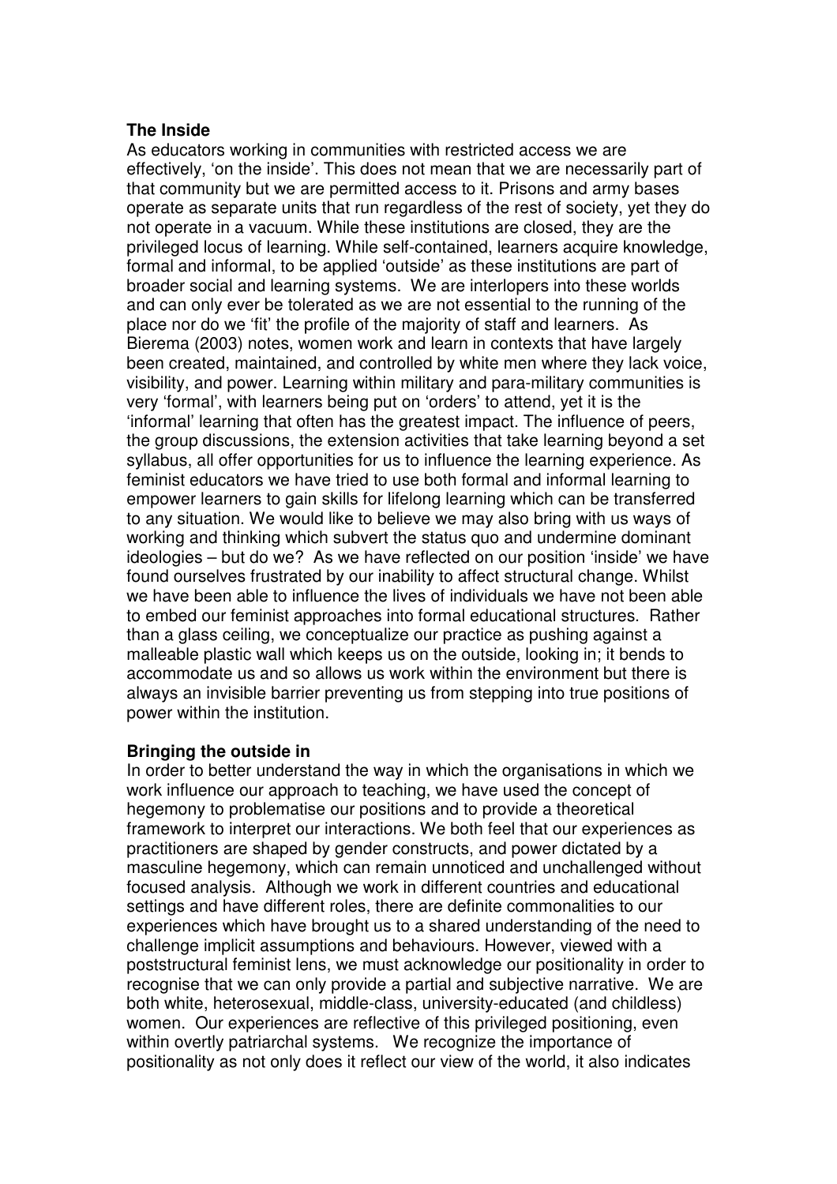**The Inside**

As educators working in communities with restricted access we are effectively, 'on the inside'. This does not mean that we are necessarily part of that community but we are permitted access to it. Prisons and army bases operate as separate units that run regardless of the rest of society, yet they do not operate in a vacuum. While these institutions are closed, they are the privileged locus of learning. While self-contained, learners acquire knowledge, formal and informal, to be applied 'outside' as these institutions are part of broader social and learning systems. We are interlopers into these worlds and can only ever be tolerated as we are not essential to the running of the place nor do we 'fit' the profile of the majority of staff and learners. As Bierema (2003) notes, women work and learn in contexts that have largely been created, maintained, and controlled by white men where they lack voice, visibility, and power. Learning within military and para-military communities is very 'formal', with learners being put on 'orders' to attend, yet it is the 'informal' learning that often has the greatest impact. The influence of peers, the group discussions, the extension activities that take learning beyond a set syllabus, all offer opportunities for us to influence the learning experience. As feminist educators we have tried to use both formal and informal learning to empower learners to gain skills for lifelong learning which can be transferred to any situation. We would like to believe we may also bring with us ways of working and thinking which subvert the status quo and undermine dominant ideologies – but do we? As we have reflected on our position 'inside' we have found ourselves frustrated by our inability to affect structural change. Whilst we have been able to influence the lives of individuals we have not been able to embed our feminist approaches into formal educational structures. Rather than a glass ceiling, we conceptualize our practice as pushing against a malleable plastic wall which keeps us on the outside, looking in; it bends to accommodate us and so allows us work within the environment but there is always an invisible barrier preventing us from stepping into true positions of power within the institution.

**Bringing the outside in**

In order to better understand the way in which the organisations in which we work influence our approach to teaching, we have used the concept of hegemony to problematise our positions and to provide a theoretical framework to interpret our interactions. We both feel that our experiences as practitioners are shaped by gender constructs, and power dictated by a masculine hegemony, which can remain unnoticed and unchallenged without focused analysis. Although we work in different countries and educational settings and have different roles, there are definite commonalities to our experiences which have brought us to a shared understanding of the need to challenge implicit assumptions and behaviours. However, viewed with a poststructural feminist lens, we must acknowledge our positionality in order to recognise that we can only provide a partial and subjective narrative. We are both white, heterosexual, middle-class, university-educated (and childless) women. Our experiences are reflective of this privileged positioning, even within overtly patriarchal systems. We recognize the importance of positionality as not only does it reflect our view of the world, it also indicates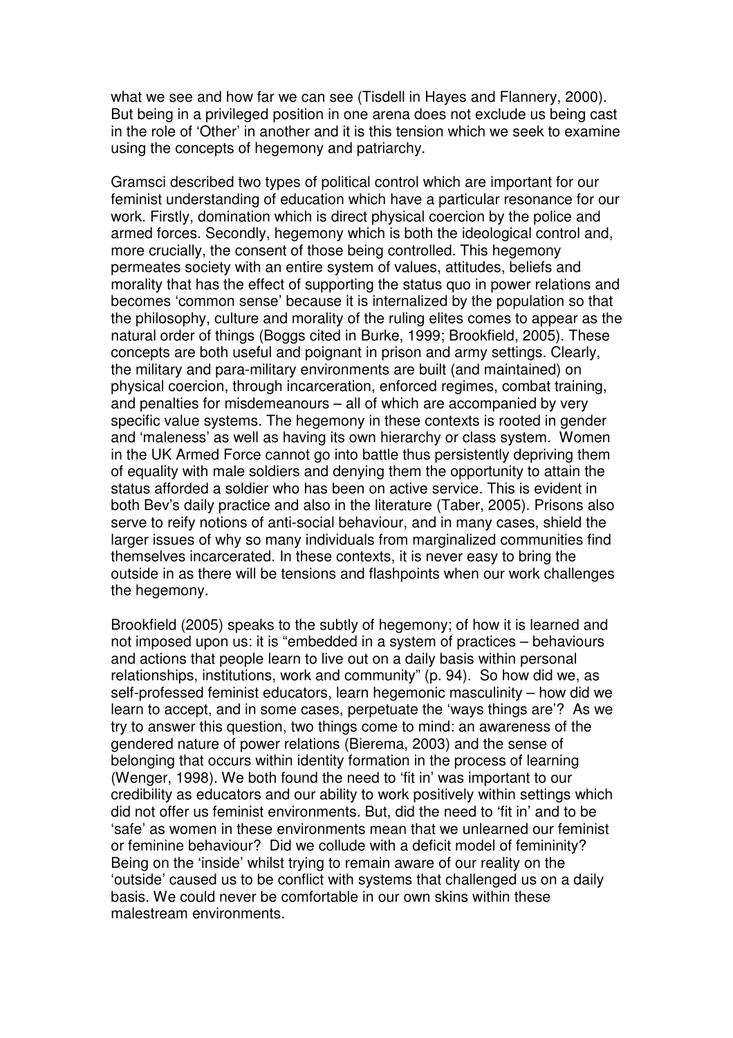what we see and how far we can see (Tisdell in Hayes and Flannery, 2000). But being in a privileged position in one arena does not exclude us being cast in the role of 'Other' in another and it is this tension which we seek to examine using the concepts of hegemony and patriarchy.

Gramsci described two types of political control which are important for our feminist understanding of education which have a particular resonance for our work. Firstly, domination which is direct physical coercion by the police and armed forces. Secondly, hegemony which is both the ideological control and, more crucially, the consent of those being controlled. This hegemony permeates society with an entire system of values, attitudes, beliefs and morality that has the effect of supporting the status quo in power relations and becomes 'common sense' because it is internalized by the population so that the philosophy, culture and morality of the ruling elites comes to appear as the natural order of things (Boggs cited in Burke, 1999; Brookfield, 2005). These concepts are both useful and poignant in prison and army settings. Clearly, the military and para-military environments are built (and maintained) on physical coercion, through incarceration, enforced regimes, combat training, and penalties for misdemeanours – all of which are accompanied by very specific value systems. The hegemony in these contexts is rooted in gender and 'maleness' as well as having its own hierarchy or class system. Women in the UK Armed Force cannot go into battle thus persistently depriving them of equality with male soldiers and denying them the opportunity to attain the status afforded a soldier who has been on active service. This is evident in both Bev's daily practice and also in the literature (Taber, 2005). Prisons also serve to reify notions of anti-social behaviour, and in many cases, shield the larger issues of why so many individuals from marginalized communities find themselves incarcerated. In these contexts, it is never easy to bring the outside in as there will be tensions and flashpoints when our work challenges the hegemony.

Brookfield (2005) speaks to the subtly of hegemony; of how it is learned and not imposed upon us: it is "embedded in a system of practices – behaviours and actions that people learn to live out on a daily basis within personal relationships, institutions, work and community" (p. 94). So how did we, as self-professed feminist educators, learn hegemonic masculinity – how did we learn to accept, and in some cases, perpetuate the 'ways things are'? As we try to answer this question, two things come to mind: an awareness of the gendered nature of power relations (Bierema, 2003) and the sense of belonging that occurs within identity formation in the process of learning (Wenger, 1998). We both found the need to 'fit in' was important to our credibility as educators and our ability to work positively within settings which did not offer us feminist environments. But, did the need to 'fit in' and to be 'safe' as women in these environments mean that we unlearned our feminist or feminine behaviour? Did we collude with a deficit model of femininity? Being on the 'inside' whilst trying to remain aware of our reality on the 'outside' caused us to be conflict with systems that challenged us on a daily basis. We could never be comfortable in our own skins within these malestream environments.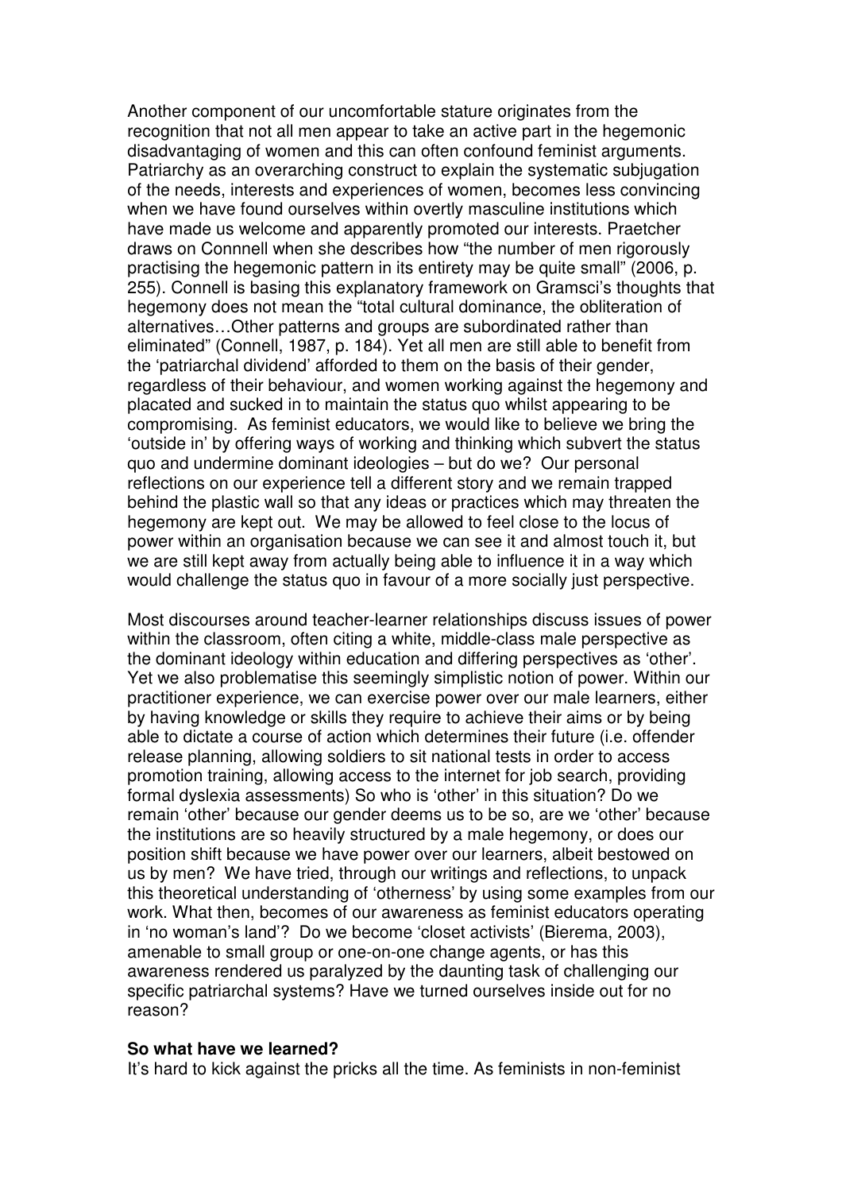Another component of our uncomfortable stature originates from the recognition that not all men appear to take an active part in the hegemonic disadvantaging of women and this can often confound feminist arguments. Patriarchy as an overarching construct to explain the systematic subjugation of the needs, interests and experiences of women, becomes less convincing when we have found ourselves within overtly masculine institutions which have made us welcome and apparently promoted our interests. Praetcher draws on Connnell when she describes how "the number of men rigorously practising the hegemonic pattern in its entirety may be quite small" (2006, p. 255). Connell is basing this explanatory framework on Gramsci's thoughts that hegemony does not mean the "total cultural dominance, the obliteration of alternatives…Other patterns and groups are subordinated rather than eliminated" (Connell, 1987, p. 184). Yet all men are still able to benefit from the 'patriarchal dividend' afforded to them on the basis of their gender, regardless of their behaviour, and women working against the hegemony and placated and sucked in to maintain the status quo whilst appearing to be compromising. As feminist educators, we would like to believe we bring the 'outside in' by offering ways of working and thinking which subvert the status quo and undermine dominant ideologies – but do we? Our personal reflections on our experience tell a different story and we remain trapped behind the plastic wall so that any ideas or practices which may threaten the hegemony are kept out. We may be allowed to feel close to the locus of power within an organisation because we can see it and almost touch it, but we are still kept away from actually being able to influence it in a way which would challenge the status quo in favour of a more socially just perspective.

Most discourses around teacher-learner relationships discuss issues of power within the classroom, often citing a white, middle-class male perspective as the dominant ideology within education and differing perspectives as 'other'. Yet we also problematise this seemingly simplistic notion of power. Within our practitioner experience, we can exercise power over our male learners, either by having knowledge or skills they require to achieve their aims or by being able to dictate a course of action which determines their future (i.e. offender release planning, allowing soldiers to sit national tests in order to access promotion training, allowing access to the internet for job search, providing formal dyslexia assessments) So who is 'other' in this situation? Do we remain 'other' because our gender deems us to be so, are we 'other' because the institutions are so heavily structured by a male hegemony, or does our position shift because we have power over our learners, albeit bestowed on us by men? We have tried, through our writings and reflections, to unpack this theoretical understanding of 'otherness' by using some examples from our work. What then, becomes of our awareness as feminist educators operating in 'no woman's land'? Do we become 'closet activists' (Bierema, 2003), amenable to small group or one-on-one change agents, or has this awareness rendered us paralyzed by the daunting task of challenging our specific patriarchal systems? Have we turned ourselves inside out for no reason?

**So what have we learned?**

It's hard to kick against the pricks all the time. As feminists in non-feminist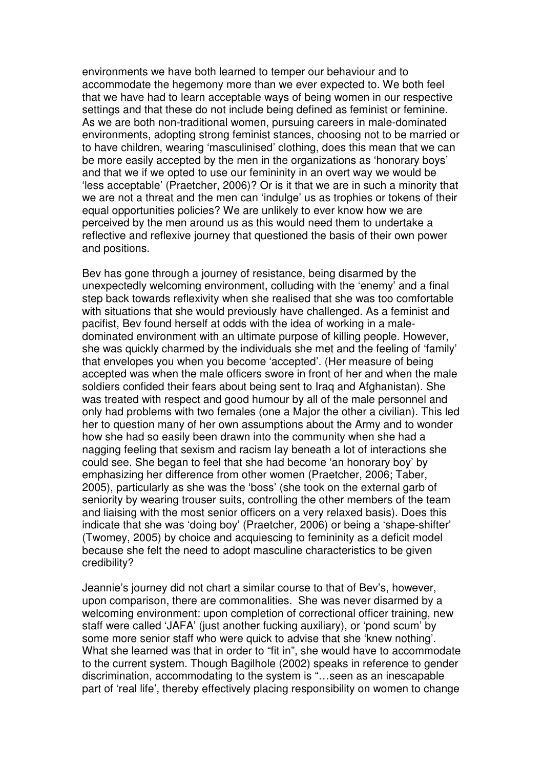environments we have both learned to temper our behaviour and to accommodate the hegemony more than we ever expected to. We both feel that we have had to learn acceptable ways of being women in our respective settings and that these do not include being defined as feminist or feminine. As we are both non-traditional women, pursuing careers in male-dominated environments, adopting strong feminist stances, choosing not to be married or to have children, wearing 'masculinised' clothing, does this mean that we can be more easily accepted by the men in the organizations as 'honorary boys' and that we if we opted to use our femininity in an overt way we would be 'less acceptable' (Praetcher, 2006)? Or is it that we are in such a minority that we are not a threat and the men can 'indulge' us as trophies or tokens of their equal opportunities policies? We are unlikely to ever know how we are perceived by the men around us as this would need them to undertake a reflective and reflexive journey that questioned the basis of their own power and positions.

Bev has gone through a journey of resistance, being disarmed by the unexpectedly welcoming environment, colluding with the 'enemy' and a final step back towards reflexivity when she realised that she was too comfortable with situations that she would previously have challenged. As a feminist and pacifist, Bev found herself at odds with the idea of working in a male-dominated environment with an ultimate purpose of killing people. However, she was quickly charmed by the individuals she met and the feeling of 'family' that envelopes you when you become 'accepted'. (Her measure of being accepted was when the male officers swore in front of her and when the male soldiers confided their fears about being sent to Iraq and Afghanistan). She was treated with respect and good humour by all of the male personnel and only had problems with two females (one a Major the other a civilian). This led her to question many of her own assumptions about the Army and to wonder how she had so easily been drawn into the community when she had a nagging feeling that sexism and racism lay beneath a lot of interactions she could see. She began to feel that she had become 'an honorary boy' by emphasizing her difference from other women (Praetcher, 2006; Taber, 2005), particularly as she was the 'boss' (she took on the external garb of seniority by wearing trouser suits, controlling the other members of the team and liaising with the most senior officers on a very relaxed basis). Does this indicate that she was 'doing boy' (Praetcher, 2006) or being a 'shape-shifter' (Twomey, 2005) by choice and acquiescing to femininity as a deficit model because she felt the need to adopt masculine characteristics to be given credibility?

Jeannie's journey did not chart a similar course to that of Bev's, however, upon comparison, there are commonalities. She was never disarmed by a welcoming environment: upon completion of correctional officer training, new staff were called 'JAFA' (just another fucking auxiliary), or 'pond scum' by some more senior staff who were quick to advise that she 'knew nothing'. What she learned was that in order to "fit in", she would have to accommodate to the current system. Though Bagilhole (2002) speaks in reference to gender discrimination, accommodating to the system is "…seen as an inescapable part of 'real life', thereby effectively placing responsibility on women to change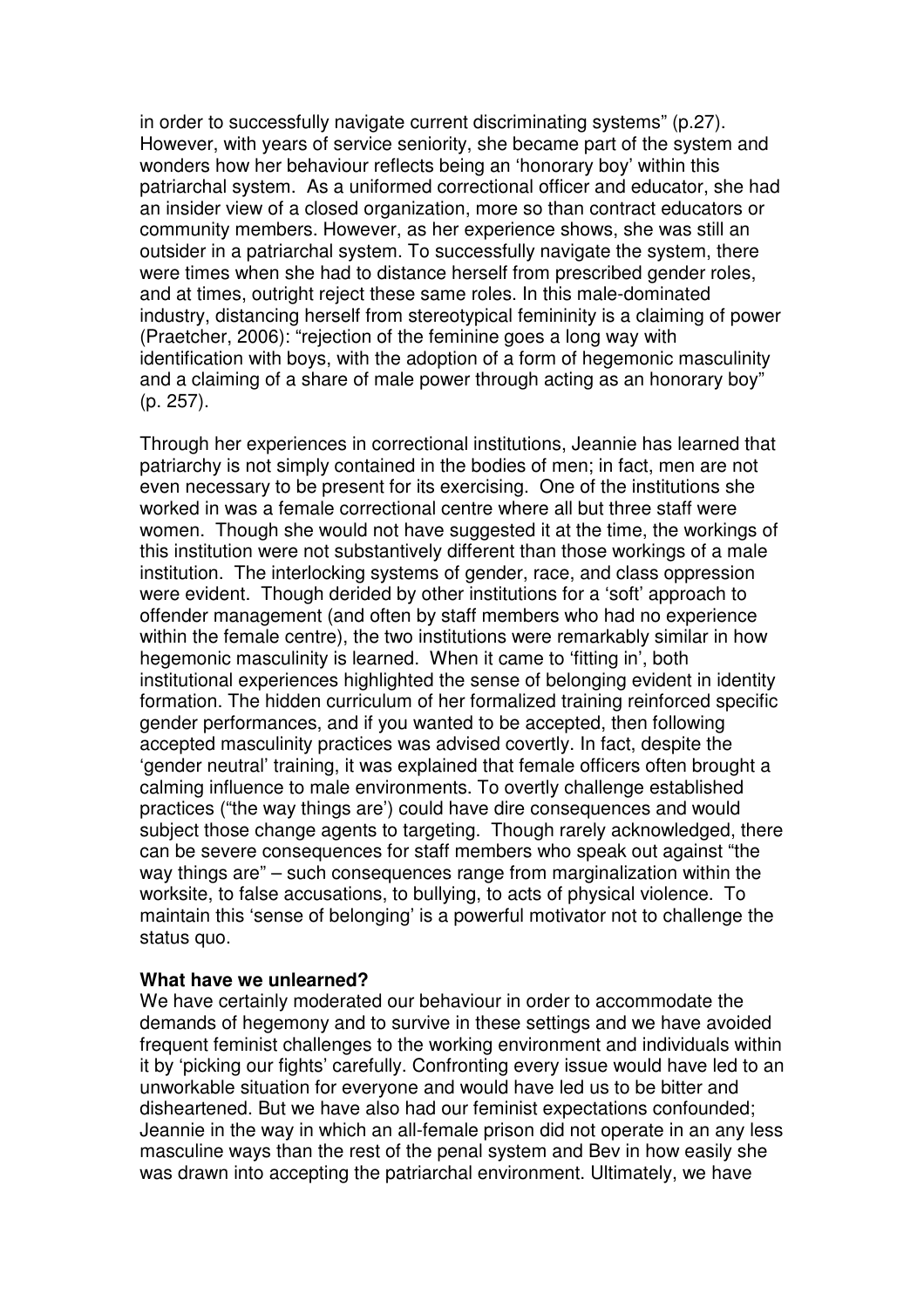in order to successfully navigate current discriminating systems" (p.27). However, with years of service seniority, she became part of the system and wonders how her behaviour reflects being an 'honorary boy' within this patriarchal system. As a uniformed correctional officer and educator, she had an insider view of a closed organization, more so than contract educators or community members. However, as her experience shows, she was still an outsider in a patriarchal system. To successfully navigate the system, there were times when she had to distance herself from prescribed gender roles, and at times, outright reject these same roles. In this male-dominated industry, distancing herself from stereotypical femininity is a claiming of power (Praetcher, 2006): "rejection of the feminine goes a long way with identification with boys, with the adoption of a form of hegemonic masculinity and a claiming of a share of male power through acting as an honorary boy" (p. 257).

Through her experiences in correctional institutions, Jeannie has learned that patriarchy is not simply contained in the bodies of men; in fact, men are not even necessary to be present for its exercising. One of the institutions she worked in was a female correctional centre where all but three staff were women. Though she would not have suggested it at the time, the workings of this institution were not substantively different than those workings of a male institution. The interlocking systems of gender, race, and class oppression were evident. Though derided by other institutions for a 'soft' approach to offender management (and often by staff members who had no experience within the female centre), the two institutions were remarkably similar in how hegemonic masculinity is learned. When it came to 'fitting in', both institutional experiences highlighted the sense of belonging evident in identity formation. The hidden curriculum of her formalized training reinforced specific gender performances, and if you wanted to be accepted, then following accepted masculinity practices was advised covertly. In fact, despite the 'gender neutral' training, it was explained that female officers often brought a calming influence to male environments. To overtly challenge established practices ("the way things are') could have dire consequences and would subject those change agents to targeting. Though rarely acknowledged, there can be severe consequences for staff members who speak out against "the way things are" – such consequences range from marginalization within the worksite, to false accusations, to bullying, to acts of physical violence. To maintain this 'sense of belonging' is a powerful motivator not to challenge the status quo.

**What have we unlearned?**

We have certainly moderated our behaviour in order to accommodate the demands of hegemony and to survive in these settings and we have avoided frequent feminist challenges to the working environment and individuals within it by 'picking our fights' carefully. Confronting every issue would have led to an unworkable situation for everyone and would have led us to be bitter and disheartened. But we have also had our feminist expectations confounded; Jeannie in the way in which an all-female prison did not operate in an any less masculine ways than the rest of the penal system and Bev in how easily she was drawn into accepting the patriarchal environment. Ultimately, we have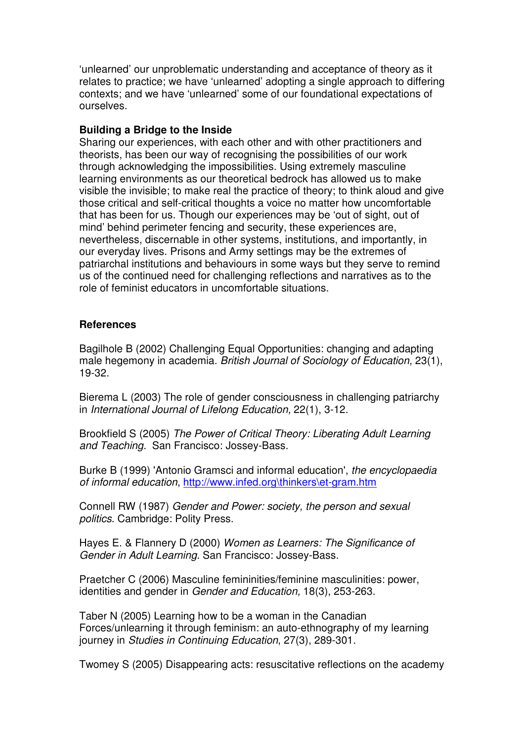'unlearned' our unproblematic understanding and acceptance of theory as it relates to practice; we have 'unlearned' adopting a single approach to differing contexts; and we have 'unlearned' some of our foundational expectations of ourselves.

**Building a Bridge to the Inside**

Sharing our experiences, with each other and with other practitioners and theorists, has been our way of recognising the possibilities of our work through acknowledging the impossibilities. Using extremely masculine learning environments as our theoretical bedrock has allowed us to make visible the invisible; to make real the practice of theory; to think aloud and give those critical and self-critical thoughts a voice no matter how uncomfortable that has been for us. Though our experiences may be 'out of sight, out of mind' behind perimeter fencing and security, these experiences are, nevertheless, discernable in other systems, institutions, and importantly, in our everyday lives. Prisons and Army settings may be the extremes of patriarchal institutions and behaviours in some ways but they serve to remind us of the continued need for challenging reflections and narratives as to the role of feminist educators in uncomfortable situations.

**References**

Bagilhole B (2002) Challenging Equal Opportunities: changing and adapting male hegemony in academia. *British Journal of Sociology of Education,* 23(1), 19-32.

Bierema L (2003) The role of gender consciousness in challenging patriarchy in *International Journal of Lifelong Education,* 22(1), 3-12.

Brookfield S (2005) *The Power of Critical Theory: Liberating Adult Learning and Teaching.* San Francisco: Jossey-Bass.

Burke B (1999) 'Antonio Gramsci and informal education', *the encyclopaedia of informal education*, http://www.infed.org\thinkers\et-gram.htm

Connell RW (1987) *Gender and Power: society, the person and sexual politics.* Cambridge: Polity Press.

Hayes E. & Flannery D (2000) *Women as Learners: The Significance of Gender in Adult Learning*. San Francisco: Jossey-Bass.

Praetcher C (2006) Masculine femininities/feminine masculinities: power, identities and gender in *Gender and Education,* 18(3), 253-263.

Taber N (2005) Learning how to be a woman in the Canadian Forces/unlearning it through feminism: an auto-ethnography of my learning journey in *Studies in Continuing Education*, 27(3), 289-301.

Twomey S (2005) Disappearing acts: resuscitative reflections on the academy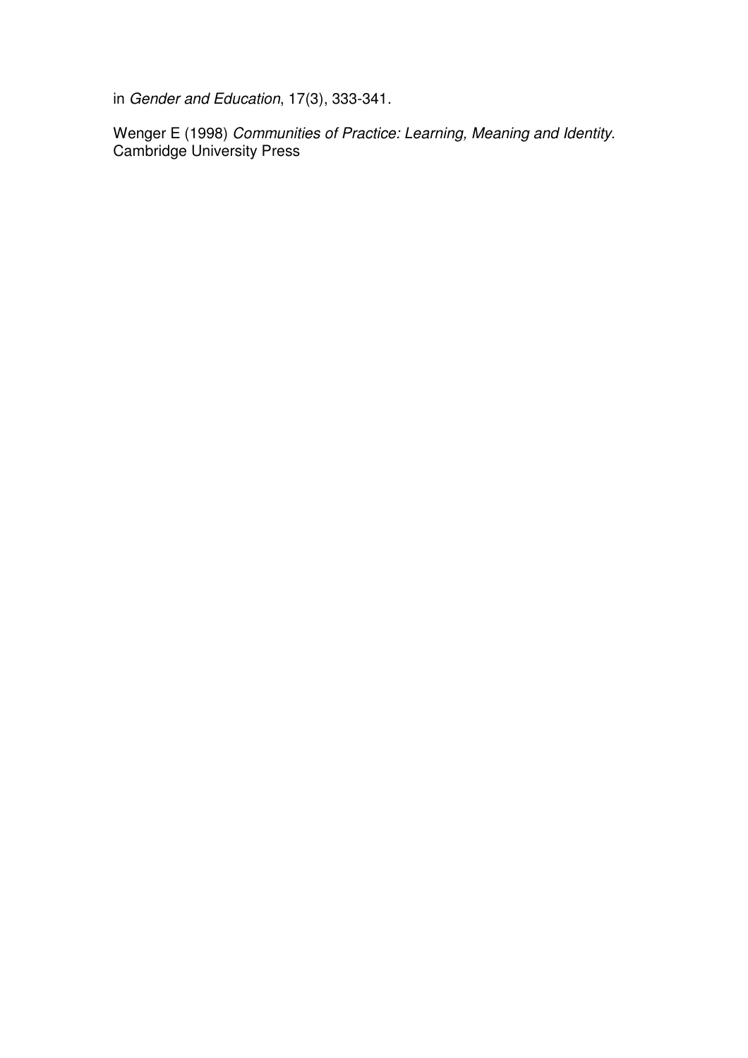in *Gender and Education*, 17(3), 333-341.

Wenger E (1998) *Communities of Practice: Learning, Meaning and Identity*. Cambridge University Press